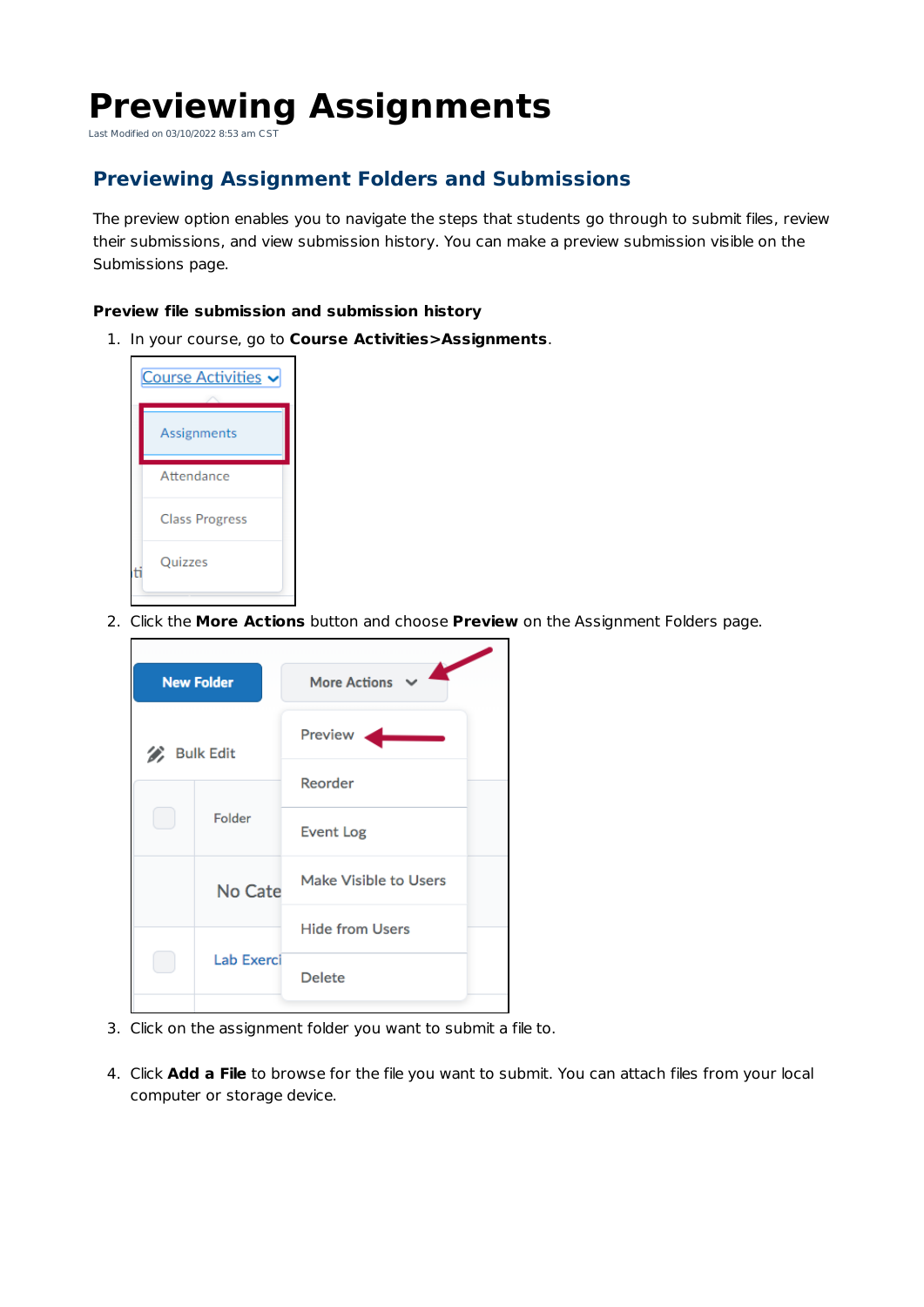# Previewing Assignments

Last Modified on 03/10/2022 8:53 am CST

## Previewing Assignment Folders and Submissions

The preview option enables you to navigate the steps that students go through to submit files, review their submissions, and view submission history. You can make a preview submission visible on the Submissions page.

**Preview file submission and submission history**

1. In your course, go to **Course Activities>Assignments**.

2. Click the **More Actions** button and choose **Preview** on the Assignment Folders page.

3. Click on the assignment folder you want to submit a file to.

4. Click **Add a File** to browse for the file you want to submit. You can attach files from your local computer or storage device.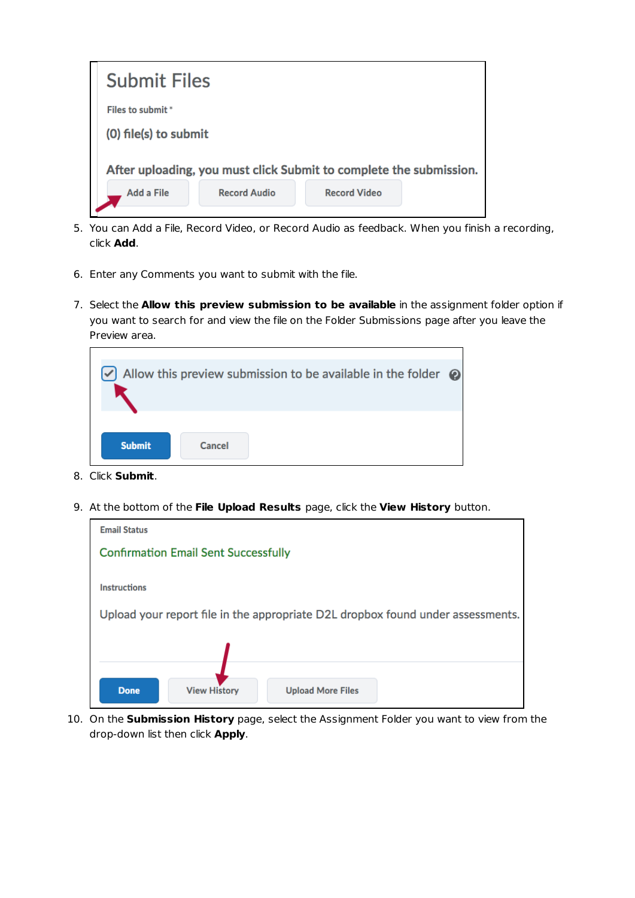5. You can Add a File, Record Video, or Record Audio as feedback. When you finish a recording, click **Add**.

6. Enter any Comments you want to submit with the file.

7. Select the **Allow this preview submission to be available** in the assignment folder option if you want to search for and view the file on the Folder Submissions page after you leave the Preview area.

8. Click **Submit**.

9. At the bottom of the **File Upload Results** page, click the **View History** button.

10. On the **Submission History** page, select the Assignment Folder you want to view from the drop-down list then click **Apply**.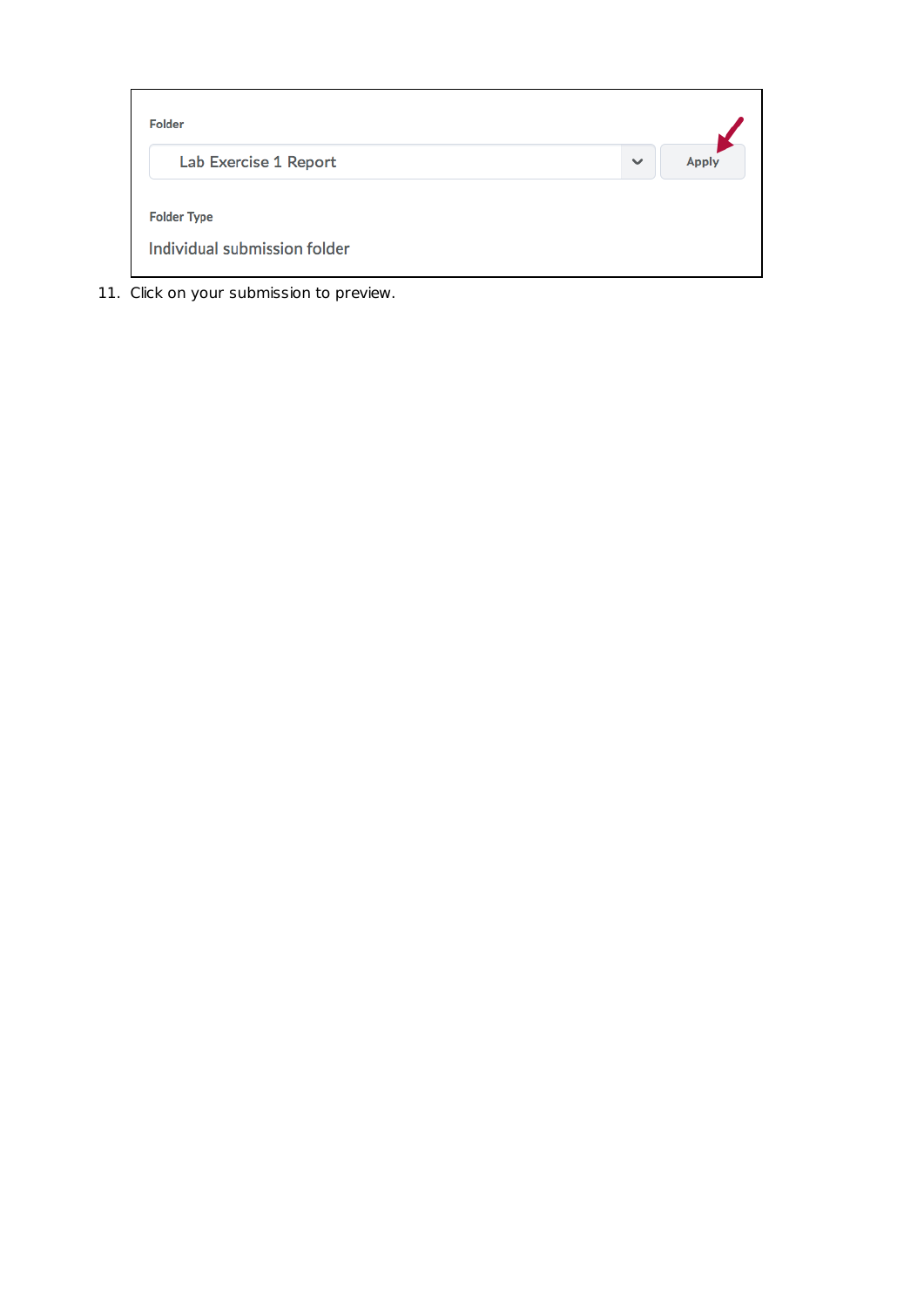Folder

Lab Exercise 1 Report

Apply

Folder Type

Individual submission folder

11. Click on your submission to preview.